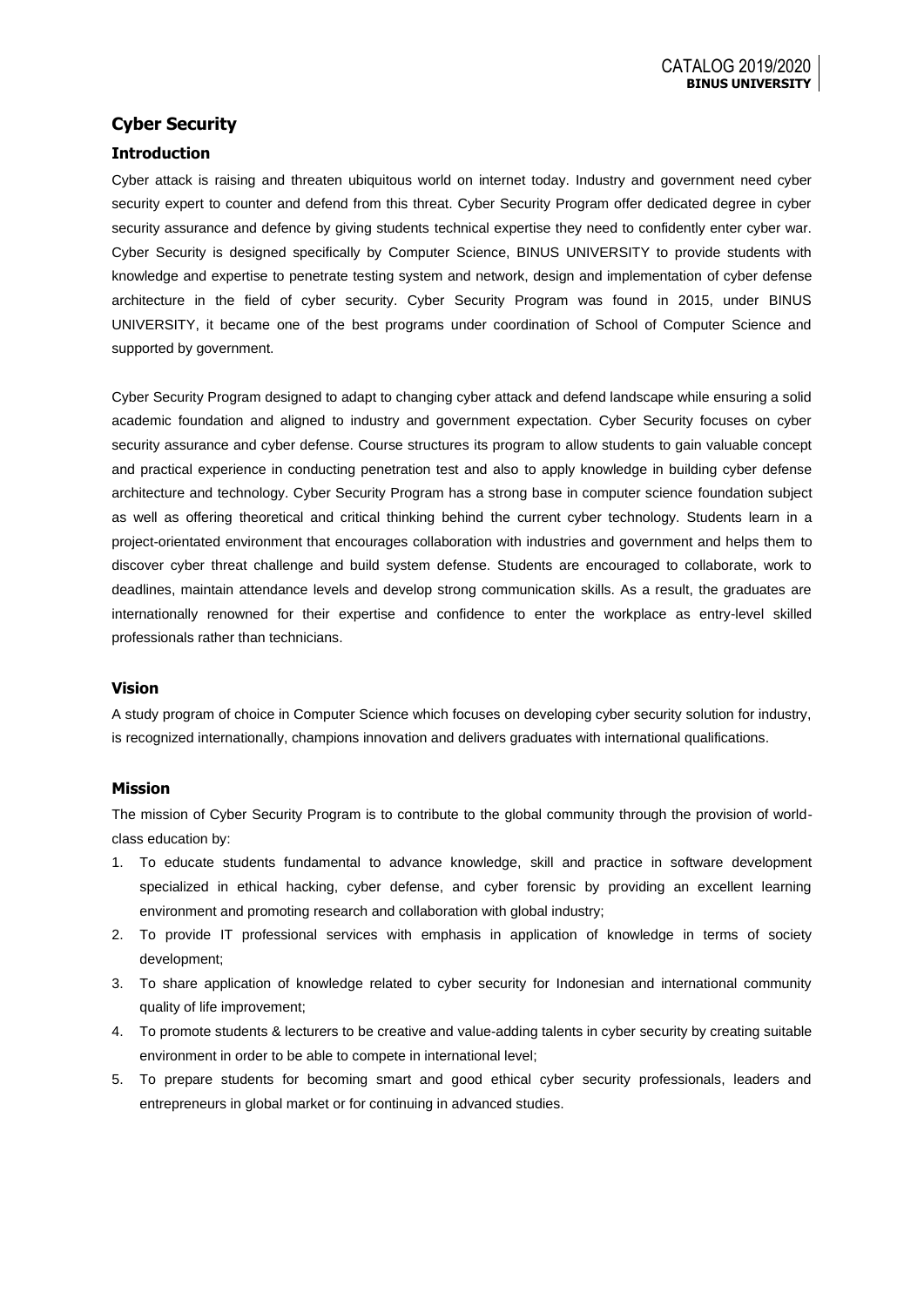# Cyber Security

## Introduction

Cyber attack is raising and threaten ubiquitous world on internet today. Industry and government need cyber security expert to counter and defend from this threat. Cyber Security Program offer dedicated degree in cyber security assurance and defence by giving students technical expertise they need to confidently enter cyber war. Cyber Security is designed specifically by Computer Science, BINUS UNIVERSITY to provide students with knowledge and expertise to penetrate testing system and network, design and implementation of cyber defense architecture in the field of cyber security. Cyber Security Program was found in 2015, under BINUS UNIVERSITY, it became one of the best programs under coordination of School of Computer Science and supported by government.

Cyber Security Program designed to adapt to changing cyber attack and defend landscape while ensuring a solid academic foundation and aligned to industry and government expectation. Cyber Security focuses on cyber security assurance and cyber defense. Course structures its program to allow students to gain valuable concept and practical experience in conducting penetration test and also to apply knowledge in building cyber defense architecture and technology. Cyber Security Program has a strong base in computer science foundation subject as well as offering theoretical and critical thinking behind the current cyber technology. Students learn in a project-orientated environment that encourages collaboration with industries and government and helps them to discover cyber threat challenge and build system defense. Students are encouraged to collaborate, work to deadlines, maintain attendance levels and develop strong communication skills. As a result, the graduates are internationally renowned for their expertise and confidence to enter the workplace as entry-level skilled professionals rather than technicians.

## Vision

A study program of choice in Computer Science which focuses on developing cyber security solution for industry, is recognized internationally, champions innovation and delivers graduates with international qualifications.

## Mission

The mission of Cyber Security Program is to contribute to the global community through the provision of world-class education by:

1. To educate students fundamental to advance knowledge, skill and practice in software development specialized in ethical hacking, cyber defense, and cyber forensic by providing an excellent learning environment and promoting research and collaboration with global industry;
2. To provide IT professional services with emphasis in application of knowledge in terms of society development;
3. To share application of knowledge related to cyber security for Indonesian and international community quality of life improvement;
4. To promote students & lecturers to be creative and value-adding talents in cyber security by creating suitable environment in order to be able to compete in international level;
5. To prepare students for becoming smart and good ethical cyber security professionals, leaders and entrepreneurs in global market or for continuing in advanced studies.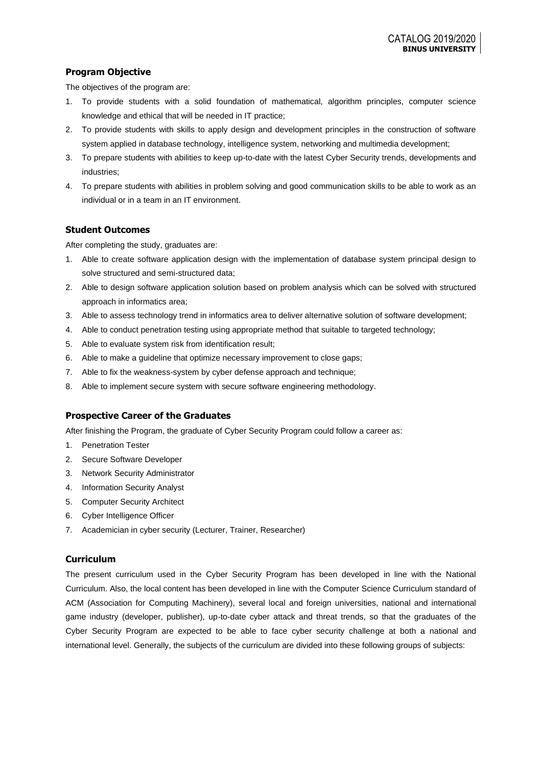### Program Objective

The objectives of the program are:

1. To provide students with a solid foundation of mathematical, algorithm principles, computer science knowledge and ethical that will be needed in IT practice;
2. To provide students with skills to apply design and development principles in the construction of software system applied in database technology, intelligence system, networking and multimedia development;
3. To prepare students with abilities to keep up-to-date with the latest Cyber Security trends, developments and industries;
4. To prepare students with abilities in problem solving and good communication skills to be able to work as an individual or in a team in an IT environment.

### Student Outcomes

After completing the study, graduates are:

1. Able to create software application design with the implementation of database system principal design to solve structured and semi-structured data;
2. Able to design software application solution based on problem analysis which can be solved with structured approach in informatics area;
3. Able to assess technology trend in informatics area to deliver alternative solution of software development;
4. Able to conduct penetration testing using appropriate method that suitable to targeted technology;
5. Able to evaluate system risk from identification result;
6. Able to make a guideline that optimize necessary improvement to close gaps;
7. Able to fix the weakness-system by cyber defense approach and technique;
8. Able to implement secure system with secure software engineering methodology.

### Prospective Career of the Graduates

After finishing the Program, the graduate of Cyber Security Program could follow a career as:

1. Penetration Tester
2. Secure Software Developer
3. Network Security Administrator
4. Information Security Analyst
5. Computer Security Architect
6. Cyber Intelligence Officer
7. Academician in cyber security (Lecturer, Trainer, Researcher)

### Curriculum

The present curriculum used in the Cyber Security Program has been developed in line with the National Curriculum. Also, the local content has been developed in line with the Computer Science Curriculum standard of ACM (Association for Computing Machinery), several local and foreign universities, national and international game industry (developer, publisher), up-to-date cyber attack and threat trends, so that the graduates of the Cyber Security Program are expected to be able to face cyber security challenge at both a national and international level. Generally, the subjects of the curriculum are divided into these following groups of subjects: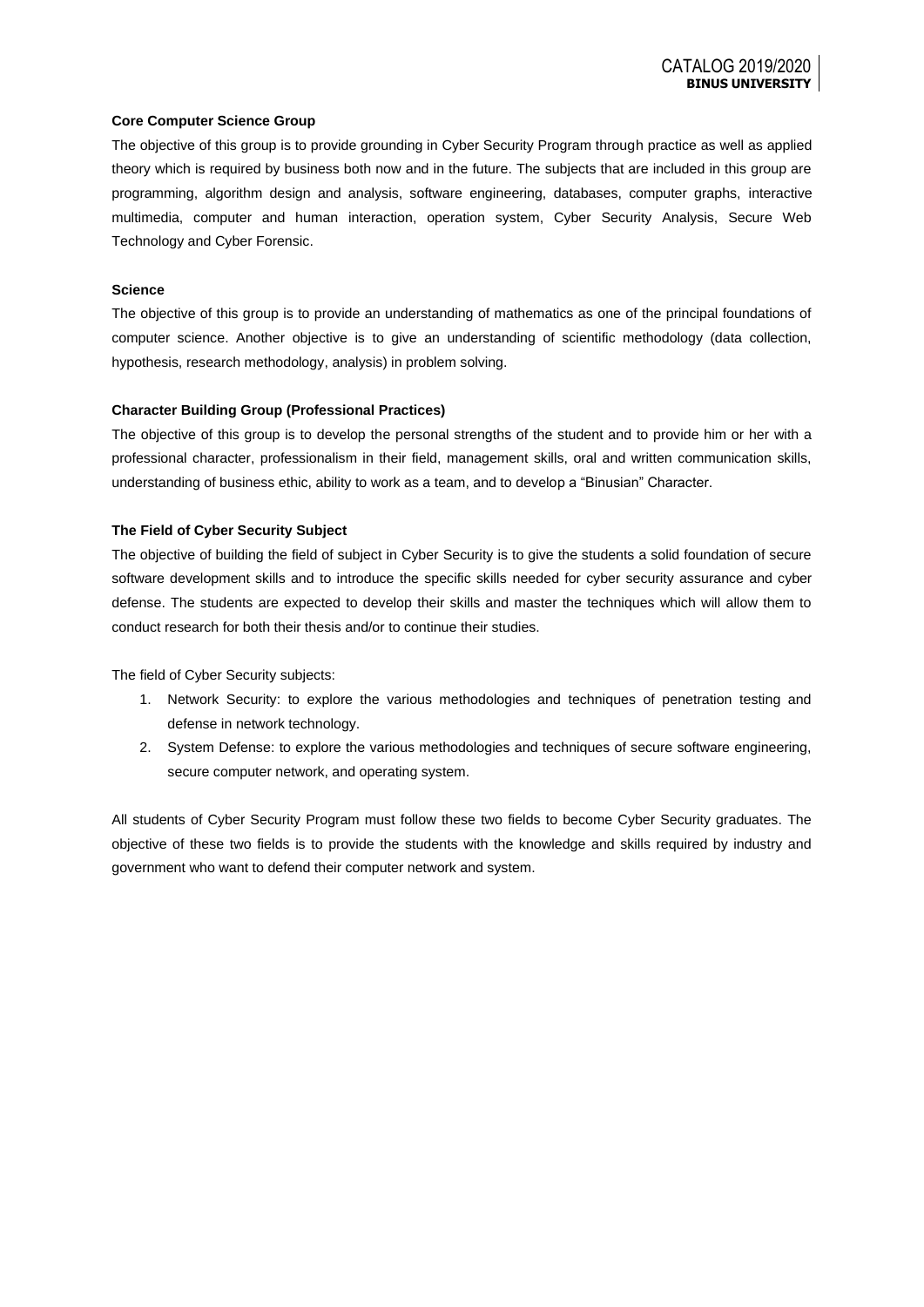**Core Computer Science Group**

The objective of this group is to provide grounding in Cyber Security Program through practice as well as applied theory which is required by business both now and in the future. The subjects that are included in this group are programming, algorithm design and analysis, software engineering, databases, computer graphs, interactive multimedia, computer and human interaction, operation system, Cyber Security Analysis, Secure Web Technology and Cyber Forensic.

**Science**

The objective of this group is to provide an understanding of mathematics as one of the principal foundations of computer science. Another objective is to give an understanding of scientific methodology (data collection, hypothesis, research methodology, analysis) in problem solving.

**Character Building Group (Professional Practices)**

The objective of this group is to develop the personal strengths of the student and to provide him or her with a professional character, professionalism in their field, management skills, oral and written communication skills, understanding of business ethic, ability to work as a team, and to develop a "Binusian" Character.

**The Field of Cyber Security Subject**

The objective of building the field of subject in Cyber Security is to give the students a solid foundation of secure software development skills and to introduce the specific skills needed for cyber security assurance and cyber defense. The students are expected to develop their skills and master the techniques which will allow them to conduct research for both their thesis and/or to continue their studies.

The field of Cyber Security subjects:

1. Network Security: to explore the various methodologies and techniques of penetration testing and defense in network technology.
2. System Defense: to explore the various methodologies and techniques of secure software engineering, secure computer network, and operating system.

All students of Cyber Security Program must follow these two fields to become Cyber Security graduates. The objective of these two fields is to provide the students with the knowledge and skills required by industry and government who want to defend their computer network and system.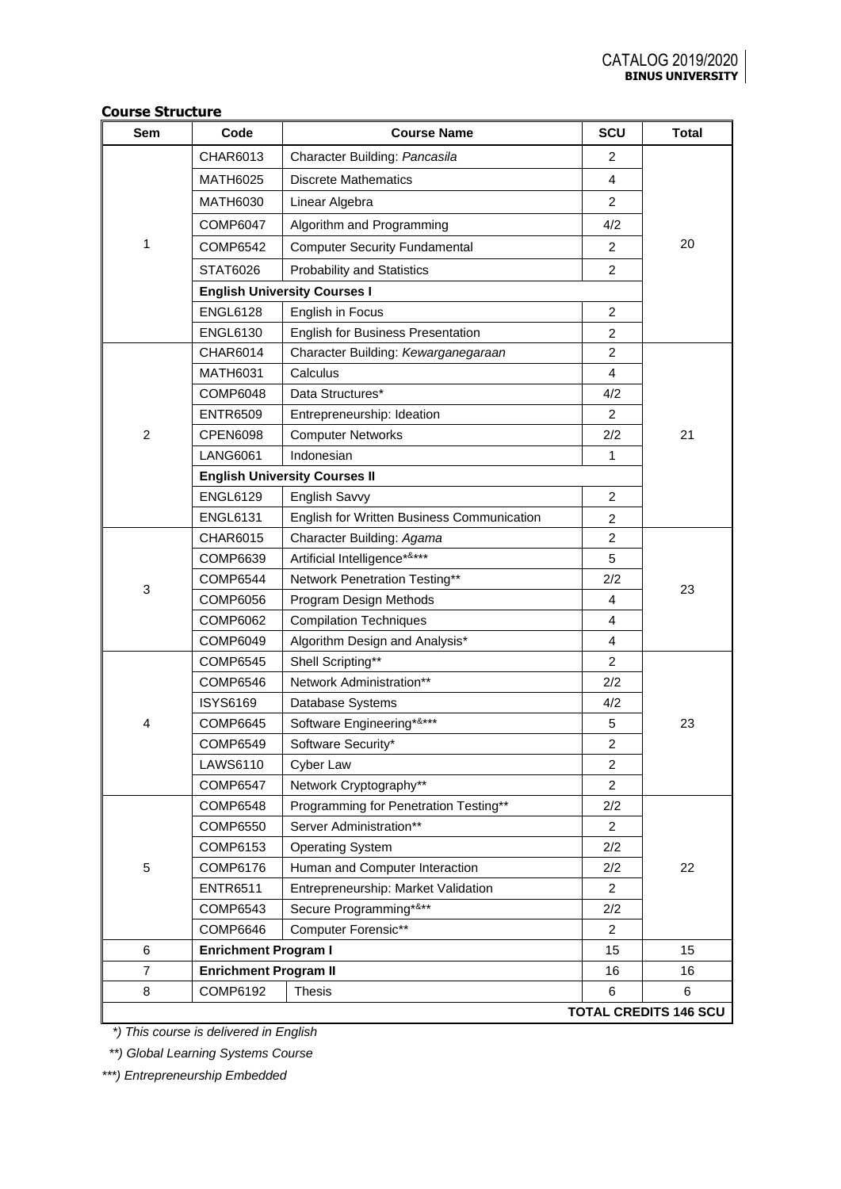**Course Structure**

| Sem | Code | Course Name | SCU | Total |
|---|---|---|---|---|
| 1 | CHAR6013 | Character Building: *Pancasila* | 2 | 20 |
| | MATH6025 | Discrete Mathematics | 4 | |
| | MATH6030 | Linear Algebra | 2 | |
| | COMP6047 | Algorithm and Programming | 4/2 | |
| | COMP6542 | Computer Security Fundamental | 2 | |
| | STAT6026 | Probability and Statistics | 2 | |
| | **English University Courses I** | | | |
| | ENGL6128 | English in Focus | 2 | |
| | ENGL6130 | English for Business Presentation | 2 | |
| 2 | CHAR6014 | Character Building: *Kewarganegaraan* | 2 | 21 |
| | MATH6031 | Calculus | 4 | |
| | COMP6048 | Data Structures* | 4/2 | |
| | ENTR6509 | Entrepreneurship: Ideation | 2 | |
| | CPEN6098 | Computer Networks | 2/2 | |
| | LANG6061 | Indonesian | 1 | |
| | **English University Courses II** | | | |
| | ENGL6129 | English Savvy | 2 | |
| | ENGL6131 | English for Written Business Communication | 2 | |
| 3 | CHAR6015 | Character Building: *Agama* | 2 | 23 |
| | COMP6639 | Artificial Intelligence*&*** | 5 | |
| | COMP6544 | Network Penetration Testing** | 2/2 | |
| | COMP6056 | Program Design Methods | 4 | |
| | COMP6062 | Compilation Techniques | 4 | |
| | COMP6049 | Algorithm Design and Analysis* | 4 | |
| 4 | COMP6545 | Shell Scripting** | 2 | 23 |
| | COMP6546 | Network Administration** | 2/2 | |
| | ISYS6169 | Database Systems | 4/2 | |
| | COMP6645 | Software Engineering*&*** | 5 | |
| | COMP6549 | Software Security* | 2 | |
| | LAWS6110 | Cyber Law | 2 | |
| | COMP6547 | Network Cryptography** | 2 | |
| 5 | COMP6548 | Programming for Penetration Testing** | 2/2 | 22 |
| | COMP6550 | Server Administration** | 2 | |
| | COMP6153 | Operating System | 2/2 | |
| | COMP6176 | Human and Computer Interaction | 2/2 | |
| | ENTR6511 | Entrepreneurship: Market Validation | 2 | |
| | COMP6543 | Secure Programming*&** | 2/2 | |
| | COMP6646 | Computer Forensic** | 2 | |
| 6 | **Enrichment Program I** | | 15 | 15 |
| 7 | **Enrichment Program II** | | 16 | 16 |
| 8 | COMP6192 | Thesis | 6 | 6 |
| | | | | **TOTAL CREDITS 146 SCU** |

*\*) This course is delivered in English*

*\*\*) Global Learning Systems Course*

*\*\*\*) Entrepreneurship Embedded*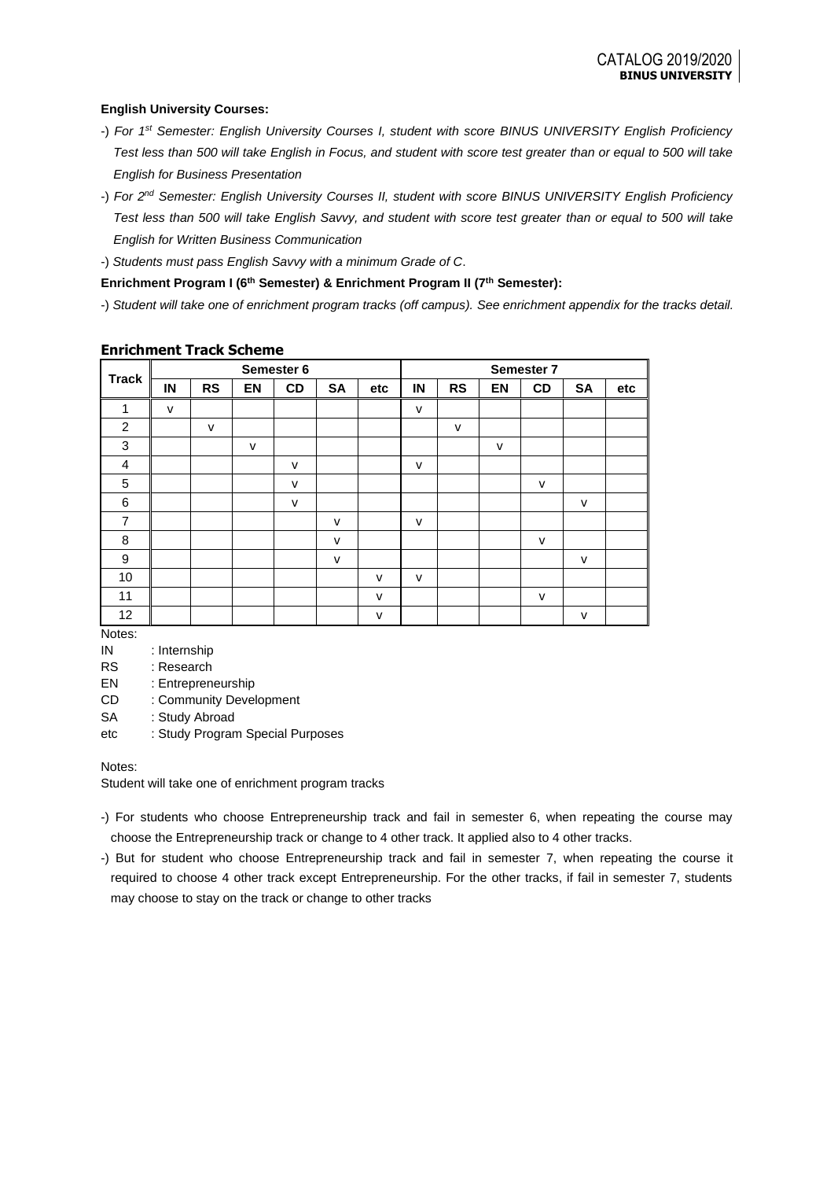**English University Courses:**

-) *For 1st Semester: English University Courses I, student with score BINUS UNIVERSITY English Proficiency Test less than 500 will take English in Focus, and student with score test greater than or equal to 500 will take English for Business Presentation*

-) *For 2nd Semester: English University Courses II, student with score BINUS UNIVERSITY English Proficiency Test less than 500 will take English Savvy, and student with score test greater than or equal to 500 will take English for Written Business Communication*

-) *Students must pass English Savvy with a minimum Grade of C*.

**Enrichment Program I (6th Semester) & Enrichment Program II (7th Semester):**

-) *Student will take one of enrichment program tracks (off campus). See enrichment appendix for the tracks detail.*

**Enrichment Track Scheme**

| Track | Semester 6 | | | | | | Semester 7 | | | | | |
|---|---|---|---|---|---|---|---|---|---|---|---|---|
| | IN | RS | EN | CD | SA | etc | IN | RS | EN | CD | SA | etc |
| 1 | v | | | | | | v | | | | | |
| 2 | | v | | | | | | v | | | | |
| 3 | | | v | | | | | | v | | | |
| 4 | | | | v | | | v | | | | | |
| 5 | | | | v | | | | | | v | | |
| 6 | | | | v | | | | | | | v | |
| 7 | | | | | v | | v | | | | | |
| 8 | | | | | v | | | | | v | | |
| 9 | | | | | v | | | | | | v | |
| 10 | | | | | | v | v | | | | | |
| 11 | | | | | | v | | | | v | | |
| 12 | | | | | | v | | | | | v | |

Notes:

IN : Internship

RS : Research

EN : Entrepreneurship

CD : Community Development

SA : Study Abroad

etc : Study Program Special Purposes

Notes:

Student will take one of enrichment program tracks

-) For students who choose Entrepreneurship track and fail in semester 6, when repeating the course may choose the Entrepreneurship track or change to 4 other track. It applied also to 4 other tracks.

-) But for student who choose Entrepreneurship track and fail in semester 7, when repeating the course it required to choose 4 other track except Entrepreneurship. For the other tracks, if fail in semester 7, students may choose to stay on the track or change to other tracks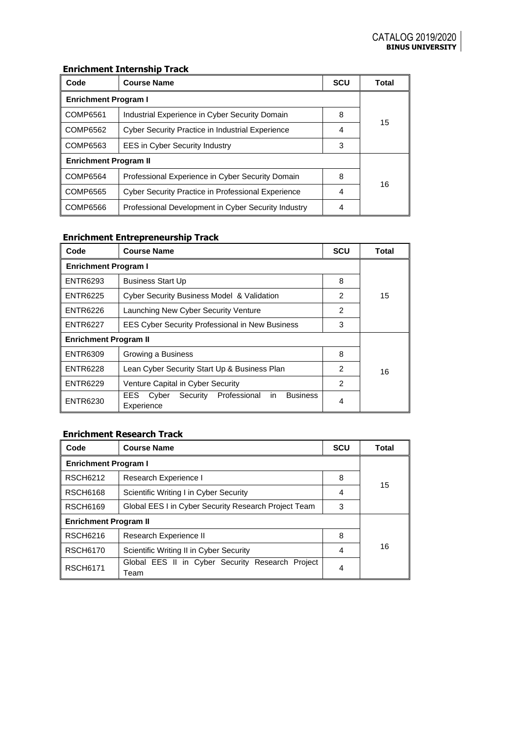### Enrichment Internship Track

| Code | Course Name | SCU | Total |
|---|---|---|---|
| **Enrichment Program I** | | | 15 |
| COMP6561 | Industrial Experience in Cyber Security Domain | 8 | |
| COMP6562 | Cyber Security Practice in Industrial Experience | 4 | |
| COMP6563 | EES in Cyber Security Industry | 3 | |
| **Enrichment Program II** | | | 16 |
| COMP6564 | Professional Experience in Cyber Security Domain | 8 | |
| COMP6565 | Cyber Security Practice in Professional Experience | 4 | |
| COMP6566 | Professional Development in Cyber Security Industry | 4 | |

### Enrichment Entrepreneurship Track

| Code | Course Name | SCU | Total |
|---|---|---|---|
| **Enrichment Program I** | | | 15 |
| ENTR6293 | Business Start Up | 8 | |
| ENTR6225 | Cyber Security Business Model & Validation | 2 | |
| ENTR6226 | Launching New Cyber Security Venture | 2 | |
| ENTR6227 | EES Cyber Security Professional in New Business | 3 | |
| **Enrichment Program II** | | | 16 |
| ENTR6309 | Growing a Business | 8 | |
| ENTR6228 | Lean Cyber Security Start Up & Business Plan | 2 | |
| ENTR6229 | Venture Capital in Cyber Security | 2 | |
| ENTR6230 | EES Cyber Security Professional in Business Experience | 4 | |

### Enrichment Research Track

| Code | Course Name | SCU | Total |
|---|---|---|---|
| **Enrichment Program I** | | | 15 |
| RSCH6212 | Research Experience I | 8 | |
| RSCH6168 | Scientific Writing I in Cyber Security | 4 | |
| RSCH6169 | Global EES I in Cyber Security Research Project Team | 3 | |
| **Enrichment Program II** | | | 16 |
| RSCH6216 | Research Experience II | 8 | |
| RSCH6170 | Scientific Writing II in Cyber Security | 4 | |
| RSCH6171 | Global EES II in Cyber Security Research Project Team | 4 | |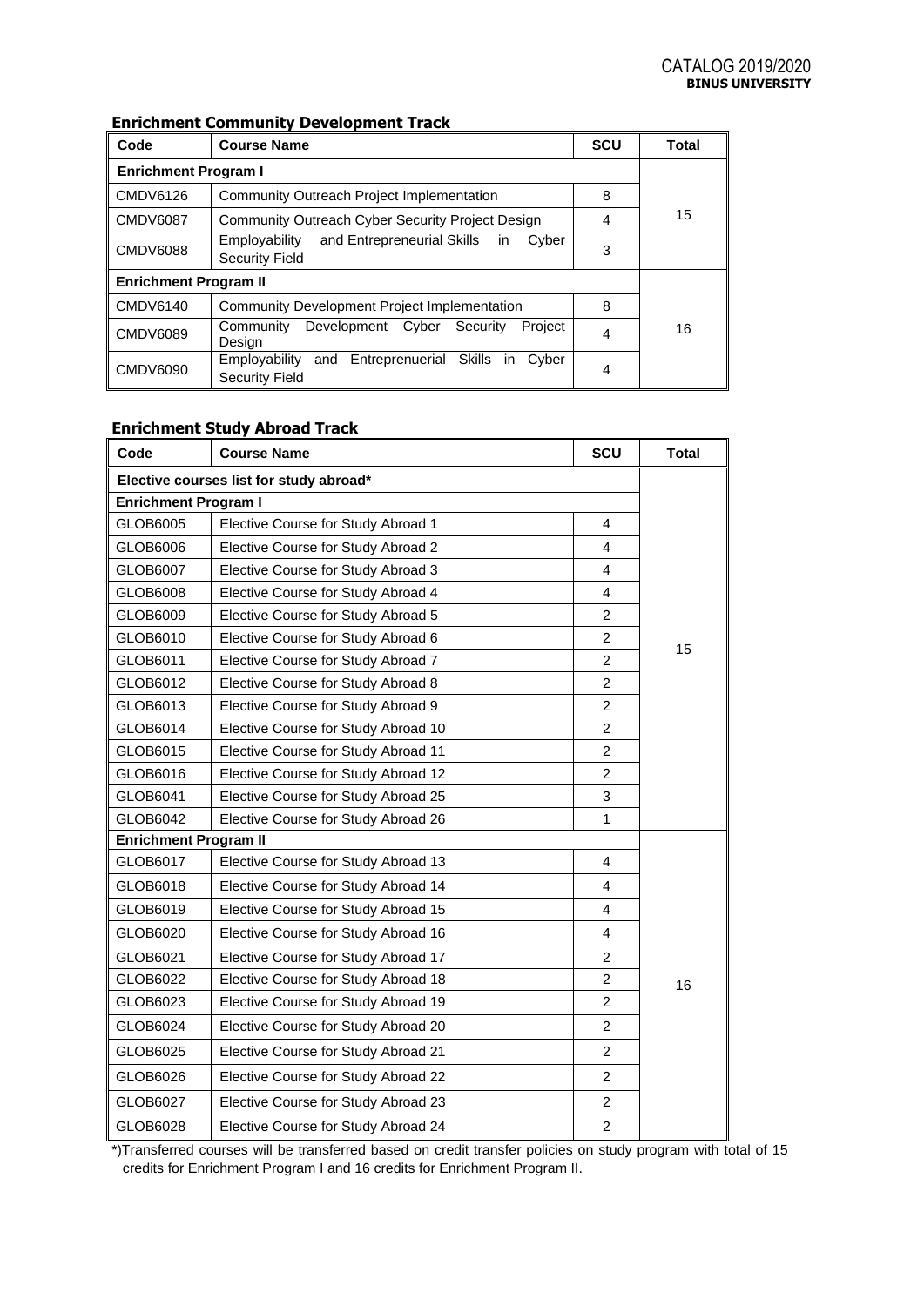### Enrichment Community Development Track

| Code | Course Name | SCU | Total |
|---|---|---|---|
| **Enrichment Program I** | | | |
| CMDV6126 | Community Outreach Project Implementation | 8 | 15 |
| CMDV6087 | Community Outreach Cyber Security Project Design | 4 | |
| CMDV6088 | Employability and Entrepreneurial Skills in Cyber Security Field | 3 | |
| **Enrichment Program II** | | | |
| CMDV6140 | Community Development Project Implementation | 8 | 16 |
| CMDV6089 | Community Development Cyber Security Project Design | 4 | |
| CMDV6090 | Employability and Entreprenuerial Skills in Cyber Security Field | 4 | |

### Enrichment Study Abroad Track

| Code | Course Name | SCU | Total |
|---|---|---|---|
| **Elective courses list for study abroad*** | | | |
| **Enrichment Program I** | | | |
| GLOB6005 | Elective Course for Study Abroad 1 | 4 | 15 |
| GLOB6006 | Elective Course for Study Abroad 2 | 4 | |
| GLOB6007 | Elective Course for Study Abroad 3 | 4 | |
| GLOB6008 | Elective Course for Study Abroad 4 | 4 | |
| GLOB6009 | Elective Course for Study Abroad 5 | 2 | |
| GLOB6010 | Elective Course for Study Abroad 6 | 2 | |
| GLOB6011 | Elective Course for Study Abroad 7 | 2 | |
| GLOB6012 | Elective Course for Study Abroad 8 | 2 | |
| GLOB6013 | Elective Course for Study Abroad 9 | 2 | |
| GLOB6014 | Elective Course for Study Abroad 10 | 2 | |
| GLOB6015 | Elective Course for Study Abroad 11 | 2 | |
| GLOB6016 | Elective Course for Study Abroad 12 | 2 | |
| GLOB6041 | Elective Course for Study Abroad 25 | 3 | |
| GLOB6042 | Elective Course for Study Abroad 26 | 1 | |
| **Enrichment Program II** | | | |
| GLOB6017 | Elective Course for Study Abroad 13 | 4 | 16 |
| GLOB6018 | Elective Course for Study Abroad 14 | 4 | |
| GLOB6019 | Elective Course for Study Abroad 15 | 4 | |
| GLOB6020 | Elective Course for Study Abroad 16 | 4 | |
| GLOB6021 | Elective Course for Study Abroad 17 | 2 | |
| GLOB6022 | Elective Course for Study Abroad 18 | 2 | |
| GLOB6023 | Elective Course for Study Abroad 19 | 2 | |
| GLOB6024 | Elective Course for Study Abroad 20 | 2 | |
| GLOB6025 | Elective Course for Study Abroad 21 | 2 | |
| GLOB6026 | Elective Course for Study Abroad 22 | 2 | |
| GLOB6027 | Elective Course for Study Abroad 23 | 2 | |
| GLOB6028 | Elective Course for Study Abroad 24 | 2 | |

*)Transferred courses will be transferred based on credit transfer policies on study program with total of 15 credits for Enrichment Program I and 16 credits for Enrichment Program II.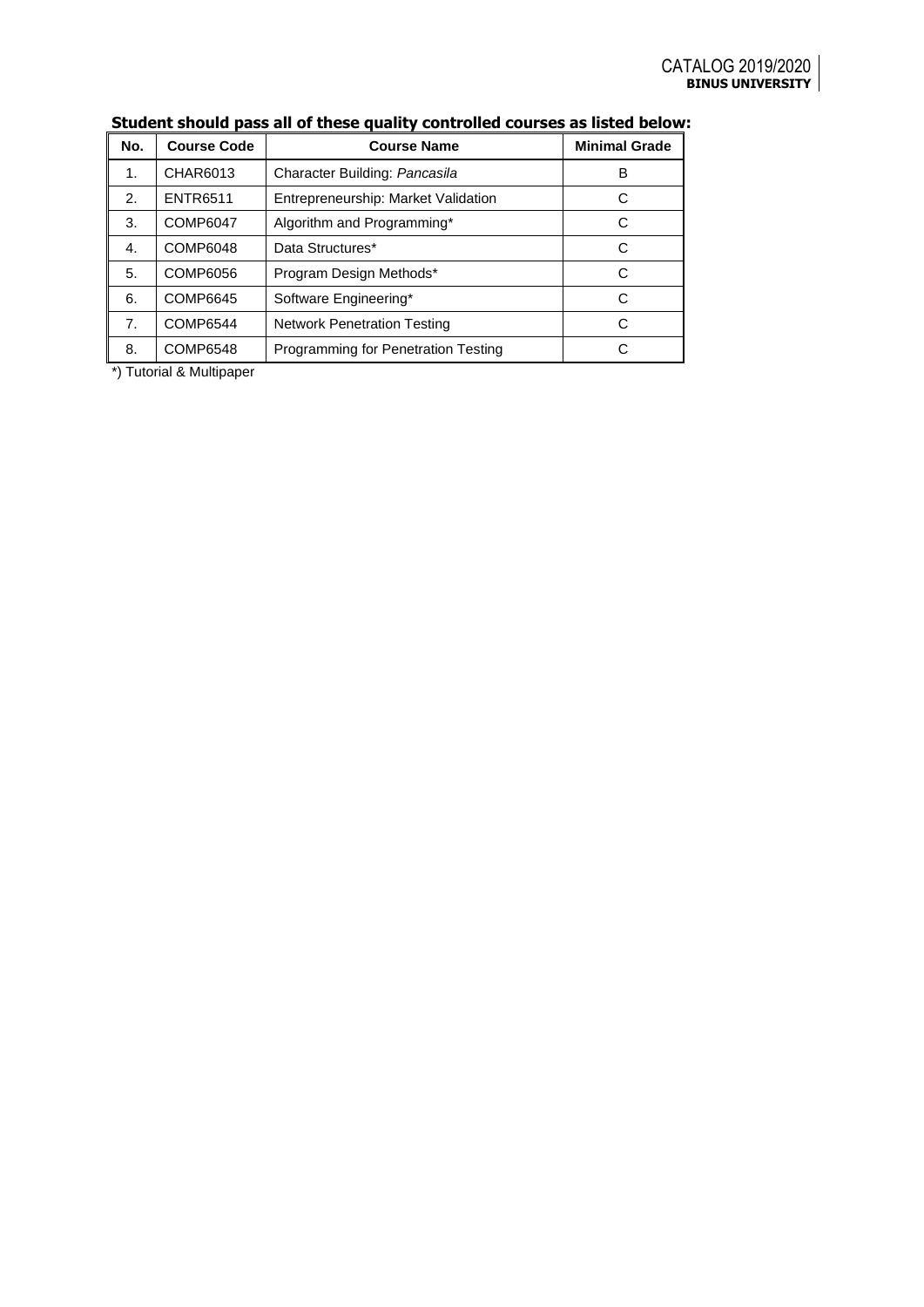**Student should pass all of these quality controlled courses as listed below:**

| No. | Course Code | Course Name | Minimal Grade |
|---|---|---|---|
| 1. | CHAR6013 | Character Building: *Pancasila* | B |
| 2. | ENTR6511 | Entrepreneurship: Market Validation | C |
| 3. | COMP6047 | Algorithm and Programming* | C |
| 4. | COMP6048 | Data Structures* | C |
| 5. | COMP6056 | Program Design Methods* | C |
| 6. | COMP6645 | Software Engineering* | C |
| 7. | COMP6544 | Network Penetration Testing | C |
| 8. | COMP6548 | Programming for Penetration Testing | C |

*) Tutorial & Multipaper